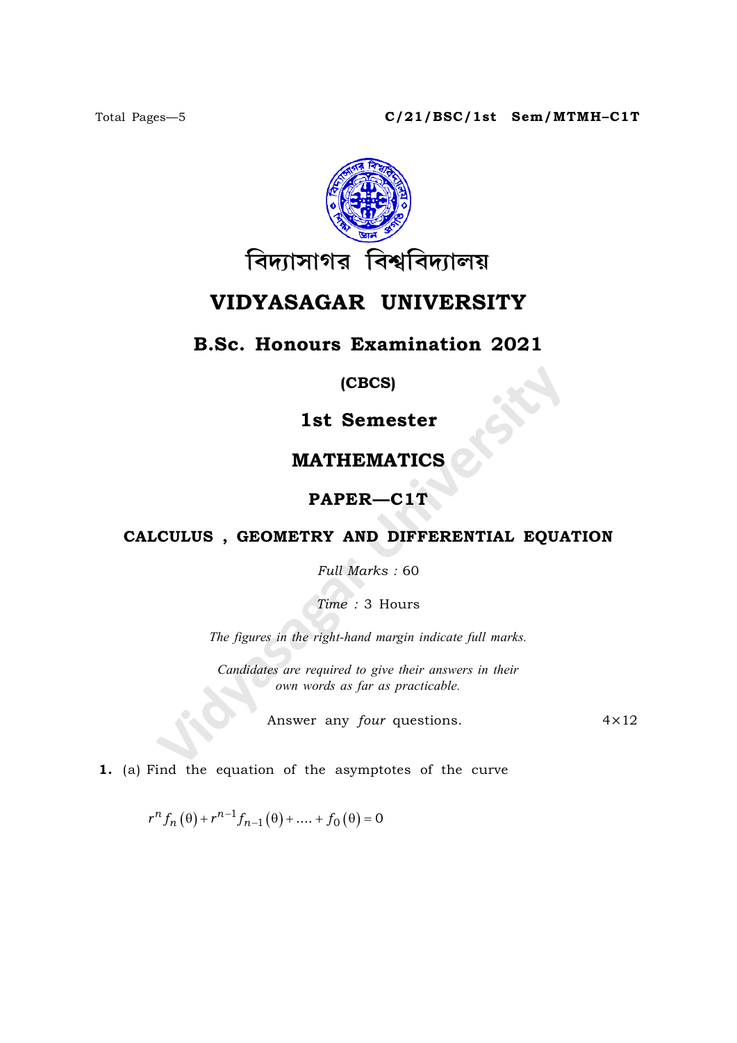Total Pages—5

**C/21/BSC/1st Sem/MTMH–C1T**

বিদ্যাসাগর বিশ্ববিদ্যালয়

# VIDYASAGAR UNIVERSITY

## B.Sc. Honours Examination 2021

**(CBCS)**

### 1st Semester

### MATHEMATICS

### PAPER—C1T

### CALCULUS , GEOMETRY AND DIFFERENTIAL EQUATION

*Full Marks :* 60

*Time :* 3 Hours

*The figures in the right-hand margin indicate full marks.*

*Candidates are required to give their answers in their own words as far as practicable.*

Answer any *four* questions. $4 \times 12$

**1.** (a) Find the equation of the asymptotes of the curve

$$r^n f_n(\theta) + r^{n-1} f_{n-1}(\theta) + .... + f_0(\theta) = 0$$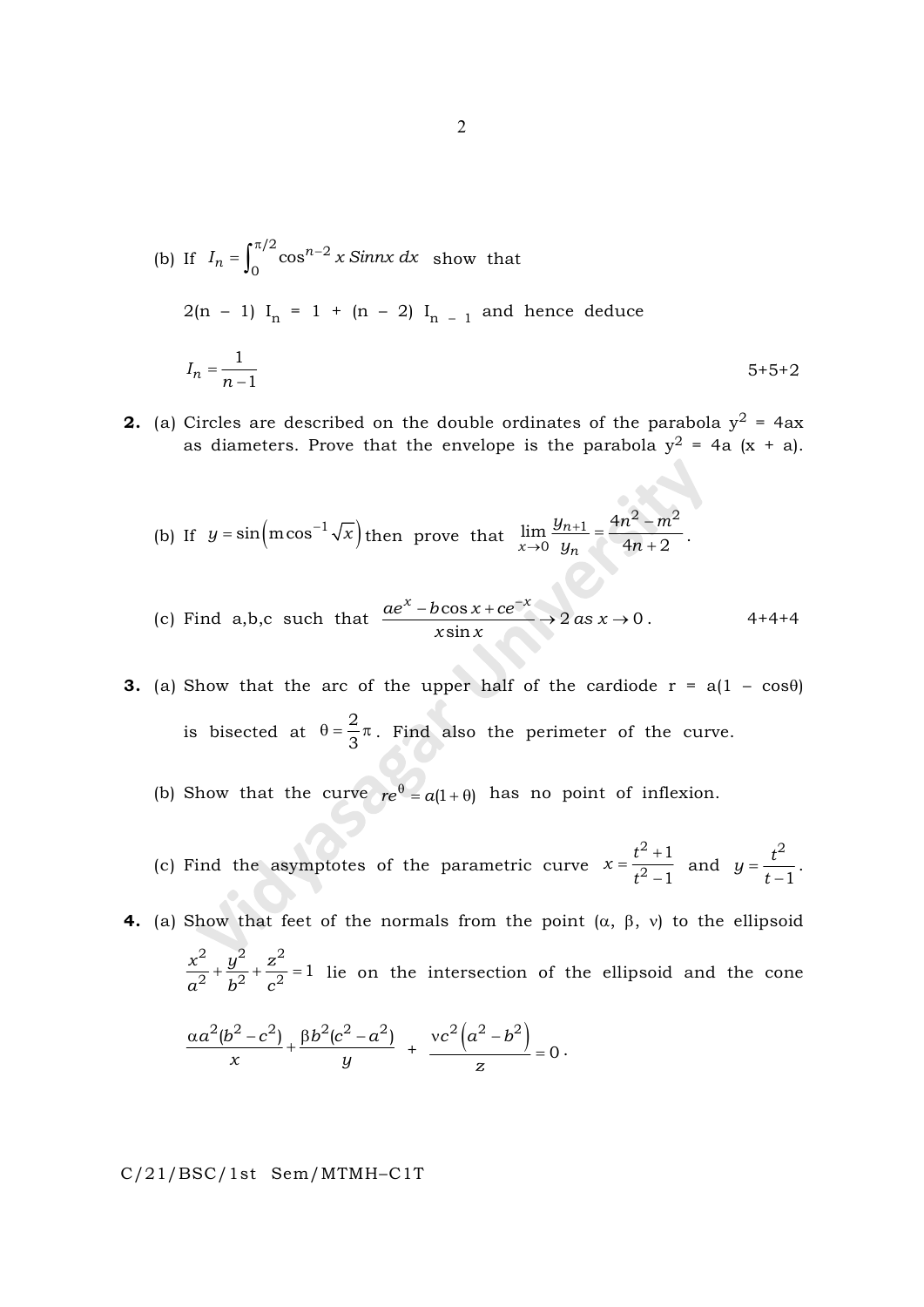(b) If $I_n = \int_0^{\pi/2} \cos^{n-2} x \, Sinnx \, dx$ show that

$2(n - 1) I_n = 1 + (n - 2) I_{n-1}$ and hence deduce

$I_n = \dfrac{1}{n-1}$ 5+5+2

**2.** (a) Circles are described on the double ordinates of the parabola $y^2 = 4ax$ as diameters. Prove that the envelope is the parabola $y^2 = 4a(x + a)$.

(b) If $y = \sin\left(m\cos^{-1}\sqrt{x}\right)$ then prove that $\lim\limits_{x \to 0} \dfrac{y_{n+1}}{y_n} = \dfrac{4n^2 - m^2}{4n + 2}$.

(c) Find a,b,c such that $\dfrac{ae^x - b\cos x + ce^{-x}}{x\sin x} \to 2 \; as \; x \to 0$. 4+4+4

**3.** (a) Show that the arc of the upper half of the cardiode $r = a(1 - \cos\theta)$ is bisected at $\theta = \dfrac{2}{3}\pi$. Find also the perimeter of the curve.

(b) Show that the curve $re^{\theta} = a(1 + \theta)$ has no point of inflexion.

(c) Find the asymptotes of the parametric curve $x = \dfrac{t^2 + 1}{t^2 - 1}$ and $y = \dfrac{t^2}{t - 1}$.

**4.** (a) Show that feet of the normals from the point $(\alpha, \beta, \nu)$ to the ellipsoid $\dfrac{x^2}{a^2} + \dfrac{y^2}{b^2} + \dfrac{z^2}{c^2} = 1$ lie on the intersection of the ellipsoid and the cone

$$\frac{\alpha a^2(b^2 - c^2)}{x} + \frac{\beta b^2(c^2 - a^2)}{y} + \frac{\nu c^2\left(a^2 - b^2\right)}{z} = 0.$$

C/21/BSC/1st Sem/MTMH–C1T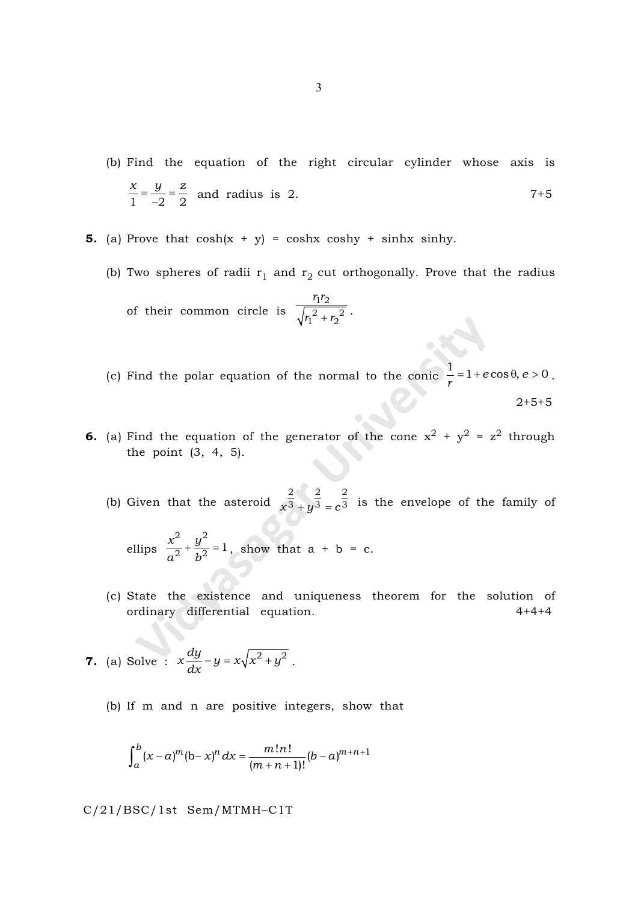(b) Find the equation of the right circular cylinder whose axis is $\frac{x}{1} = \frac{y}{-2} = \frac{z}{2}$ and radius is 2. 7+5

**5.** (a) Prove that cosh(x + y) = coshx coshy + sinhx sinhy.

(b) Two spheres of radii $r_1$ and $r_2$ cut orthogonally. Prove that the radius of their common circle is $\frac{r_1 r_2}{\sqrt{r_1^2 + r_2^2}}$.

(c) Find the polar equation of the normal to the conic $\frac{1}{r} = 1 + e\cos\theta, e > 0$.

2+5+5

**6.** (a) Find the equation of the generator of the cone $x^2 + y^2 = z^2$ through the point (3, 4, 5).

(b) Given that the asteroid $x^{\frac{2}{3}} + y^{\frac{2}{3}} = c^{\frac{2}{3}}$ is the envelope of the family of ellips $\frac{x^2}{a^2} + \frac{y^2}{b^2} = 1$, show that a + b = c.

(c) State the existence and uniqueness theorem for the solution of ordinary differential equation. 4+4+4

**7.** (a) Solve : $x\frac{dy}{dx} - y = x\sqrt{x^2 + y^2}$.

(b) If m and n are positive integers, show that

$$\int_a^b (x-a)^m (b-x)^n \, dx = \frac{m!n!}{(m+n+1)!}(b-a)^{m+n+1}$$

C/21/BSC/1st Sem/MTMH–C1T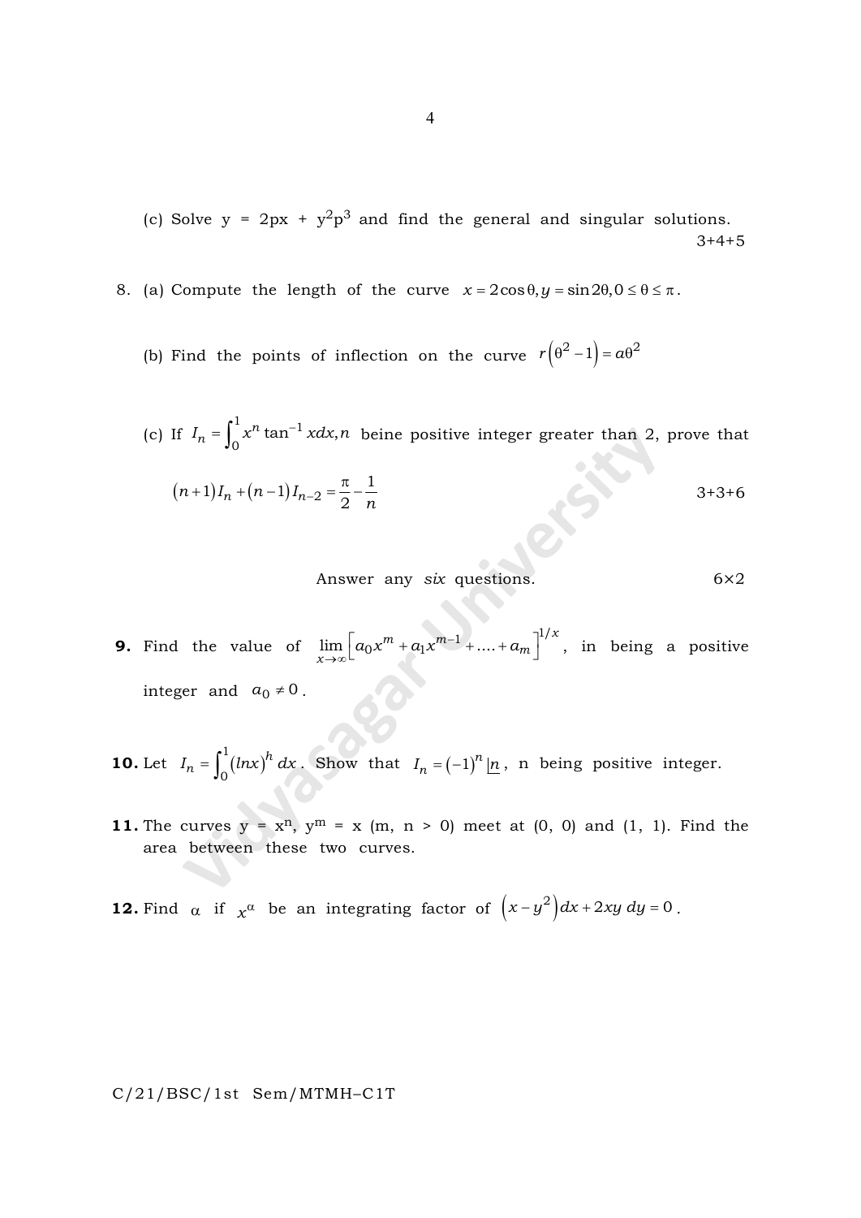(c) Solve $y = 2px + y^2p^3$ and find the general and singular solutions.

3+4+5

8. (a) Compute the length of the curve $x = 2\cos\theta, y = \sin 2\theta, 0 \le \theta \le \pi$.

(b) Find the points of inflection on the curve $r\left(\theta^2 - 1\right) = a\theta^2$

(c) If $I_n = \int_0^1 x^n \tan^{-1} x dx, n$ beine positive integer greater than 2, prove that

$$(n+1)I_n + (n-1)I_{n-2} = \frac{\pi}{2} - \frac{1}{n}$$

3+3+6

Answer any *six* questions. 6×2

**9.** Find the value of $\lim\limits_{x \to \infty} \left[a_0 x^m + a_1 x^{m-1} + .... + a_m\right]^{1/x}$, in being a positive integer and $a_0 \ne 0$.

**10.** Let $I_n = \int_0^1 (lnx)^h \, dx$. Show that $I_n = (-1)^n \underline{|n}$, n being positive integer.

**11.** The curves $y = x^n$, $y^m = x$ (m, n > 0) meet at (0, 0) and (1, 1). Find the area between these two curves.

**12.** Find $\alpha$ if $x^\alpha$ be an integrating factor of $\left(x - y^2\right)dx + 2xy \, dy = 0$.

C/21/BSC/1st Sem/MTMH–C1T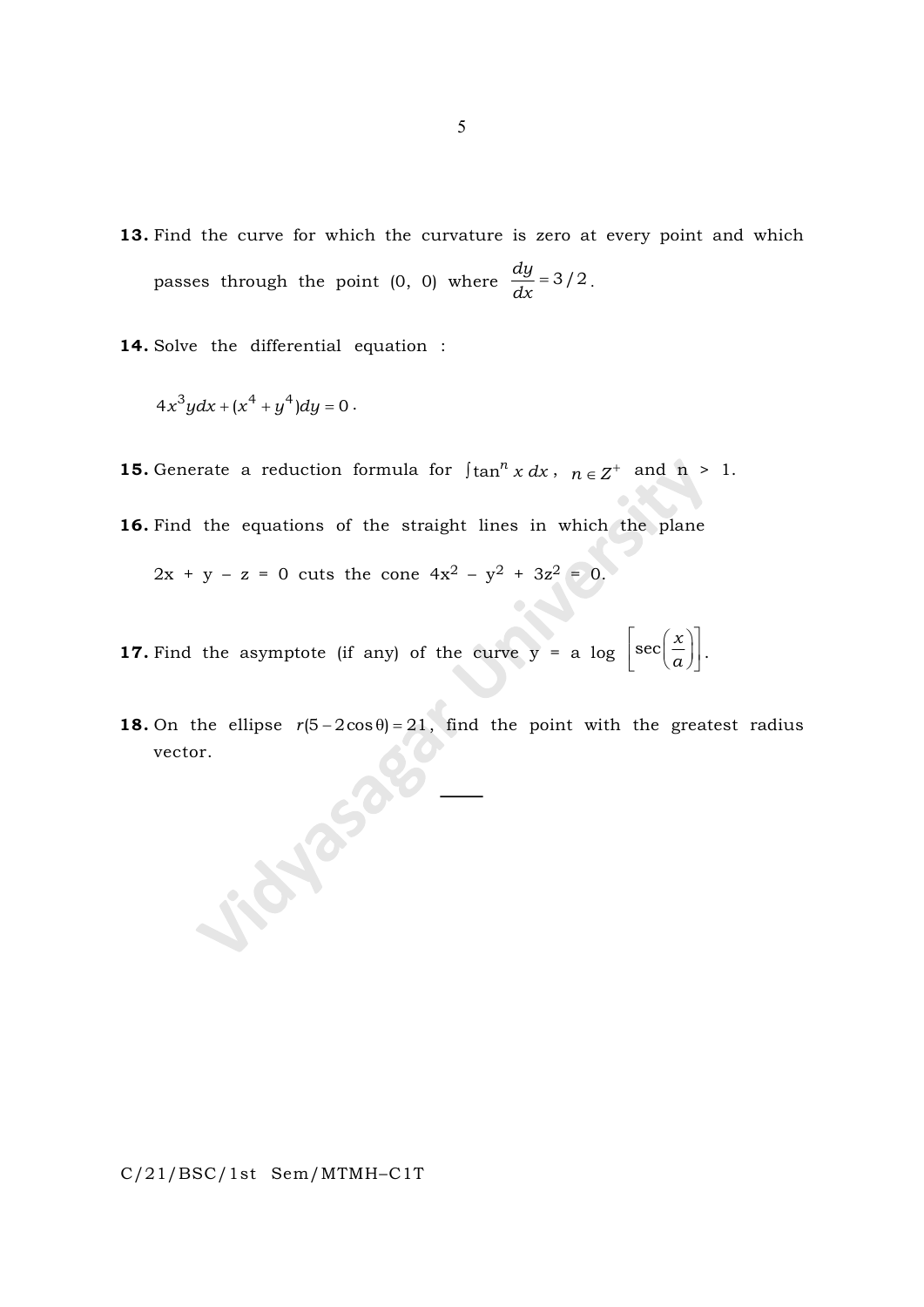**13.** Find the curve for which the curvature is zero at every point and which passes through the point (0, 0) where $\frac{dy}{dx} = 3/2$.

**14.** Solve the differential equation :

$4x^3 y dx + (x^4 + y^4) dy = 0$.

**15.** Generate a reduction formula for $\int \tan^n x \, dx$, $n \in Z^+$ and n > 1.

**16.** Find the equations of the straight lines in which the plane $2x + y - z = 0$ cuts the cone $4x^2 - y^2 + 3z^2 = 0$.

**17.** Find the asymptote (if any) of the curve $y = a \log \left[ \sec\left(\frac{x}{a}\right) \right]$.

**18.** On the ellipse $r(5 - 2\cos\theta) = 21$, find the point with the greatest radius vector.

C/21/BSC/1st Sem/MTMH–C1T